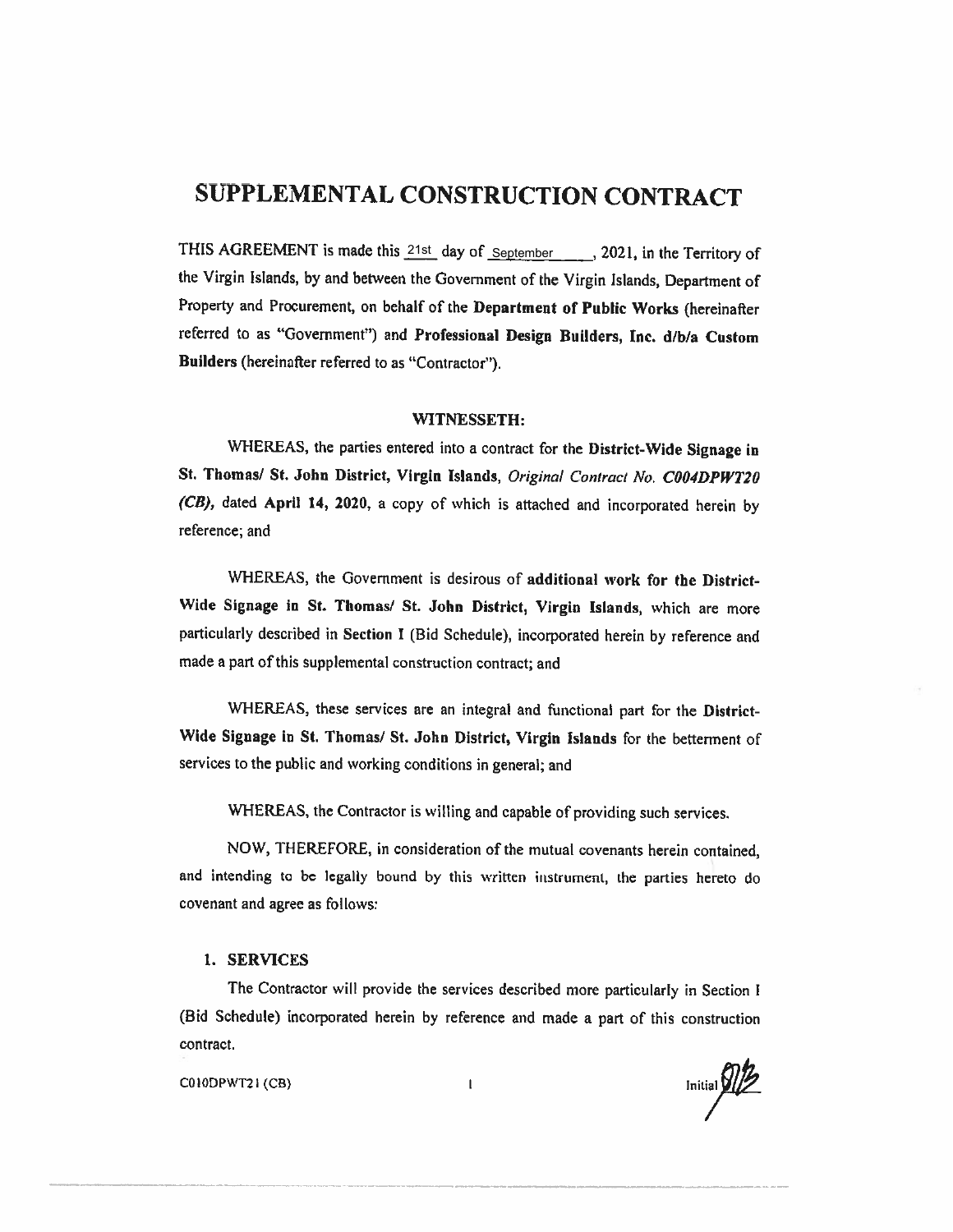# SUPPLEMENTAL CONSTRUCTION CONTRACT

THIS AGREEMENT is made this 21st day of September, 2021, in the Territory of the Virgin Islands, by and between the Government of the Virgin Islands, Department of Property and Procurement, on behalf of the **Department of Public Works** (hereinafter referred to as "Government") and **Professional Design Builders, Inc. d/b/a Custom Builders** (hereinafter referred to as "Contractor").

**WITNESSETH:**

WHEREAS, the parties entered into a contract for the **District-Wide Signage in St. Thomas/ St. John District, Virgin Islands**, *Original Contract No.* ***C004DPWT20 (CB)***, dated **April 14, 2020**, a copy of which is attached and incorporated herein by reference; and

WHEREAS, the Government is desirous of **additional work for the District-Wide Signage in St. Thomas/ St. John District, Virgin Islands**, which are more particularly described in **Section I** (Bid Schedule), incorporated herein by reference and made a part of this supplemental construction contract; and

WHEREAS, these services are an integral and functional part for the **District-Wide Signage in St. Thomas/ St. John District, Virgin Islands** for the betterment of services to the public and working conditions in general; and

WHEREAS, the Contractor is willing and capable of providing such services.

NOW, THEREFORE, in consideration of the mutual covenants herein contained, and intending to be legally bound by this written instrument, the parties hereto do covenant and agree as follows:

## 1. SERVICES

The Contractor will provide the services described more particularly in Section I (Bid Schedule) incorporated herein by reference and made a part of this construction contract.

C010DPWT21 (CB)

Initial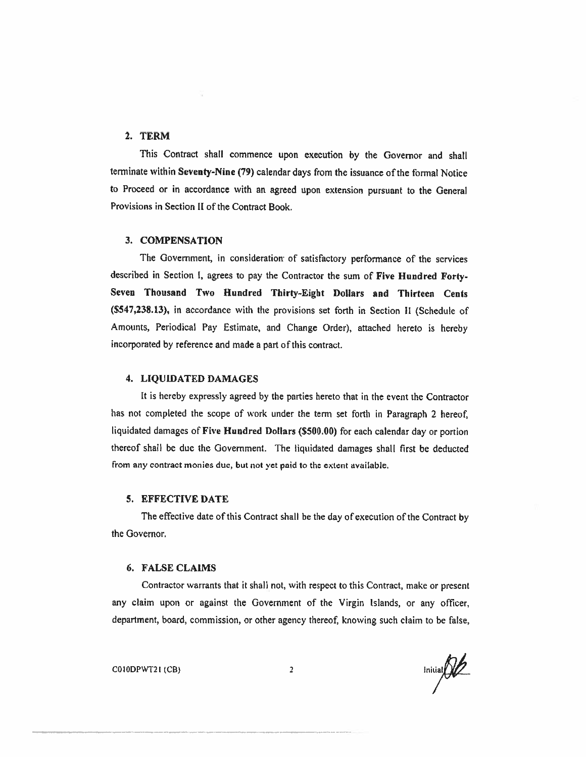## 2. TERM

This Contract shall commence upon execution by the Governor and shall terminate within **Seventy-Nine (79)** calendar days from the issuance of the formal Notice to Proceed or in accordance with an agreed upon extension pursuant to the General Provisions in Section II of the Contract Book.

## 3. COMPENSATION

The Government, in consideration of satisfactory performance of the services described in Section I, agrees to pay the Contractor the sum of **Five Hundred Forty-Seven Thousand Two Hundred Thirty-Eight Dollars and Thirteen Cents ($547,238.13)**, in accordance with the provisions set forth in Section II (Schedule of Amounts, Periodical Pay Estimate, and Change Order), attached hereto is hereby incorporated by reference and made a part of this contract.

## 4. LIQUIDATED DAMAGES

It is hereby expressly agreed by the parties hereto that in the event the Contractor has not completed the scope of work under the term set forth in Paragraph 2 hereof, liquidated damages of **Five Hundred Dollars ($500.00)** for each calendar day or portion thereof shall be due the Government. The liquidated damages shall first be deducted from any contract monies due, but not yet paid to the extent available.

## 5. EFFECTIVE DATE

The effective date of this Contract shall be the day of execution of the Contract by the Governor.

## 6. FALSE CLAIMS

Contractor warrants that it shall not, with respect to this Contract, make or present any claim upon or against the Government of the Virgin Islands, or any officer, department, board, commission, or other agency thereof, knowing such claim to be false,

C010DPWT21 (CB)

Initial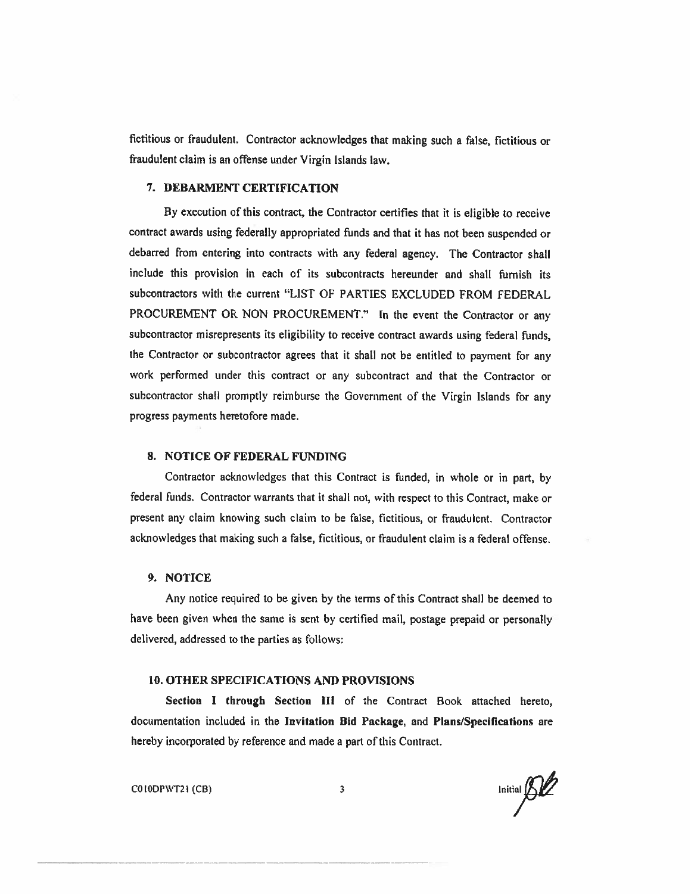fictitious or fraudulent. Contractor acknowledges that making such a false, fictitious or fraudulent claim is an offense under Virgin Islands law.

## 7. DEBARMENT CERTIFICATION

By execution of this contract, the Contractor certifies that it is eligible to receive contract awards using federally appropriated funds and that it has not been suspended or debarred from entering into contracts with any federal agency. The Contractor shall include this provision in each of its subcontracts hereunder and shall furnish its subcontractors with the current "LIST OF PARTIES EXCLUDED FROM FEDERAL PROCUREMENT OR NON PROCUREMENT." In the event the Contractor or any subcontractor misrepresents its eligibility to receive contract awards using federal funds, the Contractor or subcontractor agrees that it shall not be entitled to payment for any work performed under this contract or any subcontract and that the Contractor or subcontractor shall promptly reimburse the Government of the Virgin Islands for any progress payments heretofore made.

## 8. NOTICE OF FEDERAL FUNDING

Contractor acknowledges that this Contract is funded, in whole or in part, by federal funds. Contractor warrants that it shall not, with respect to this Contract, make or present any claim knowing such claim to be false, fictitious, or fraudulent. Contractor acknowledges that making such a false, fictitious, or fraudulent claim is a federal offense.

## 9. NOTICE

Any notice required to be given by the terms of this Contract shall be deemed to have been given when the same is sent by certified mail, postage prepaid or personally delivered, addressed to the parties as follows:

## 10. OTHER SPECIFICATIONS AND PROVISIONS

**Section I through Section III** of the Contract Book attached hereto, documentation included in the **Invitation Bid Package**, and **Plans/Specifications** are hereby incorporated by reference and made a part of this Contract.

C010DPWT21 (CB) Initial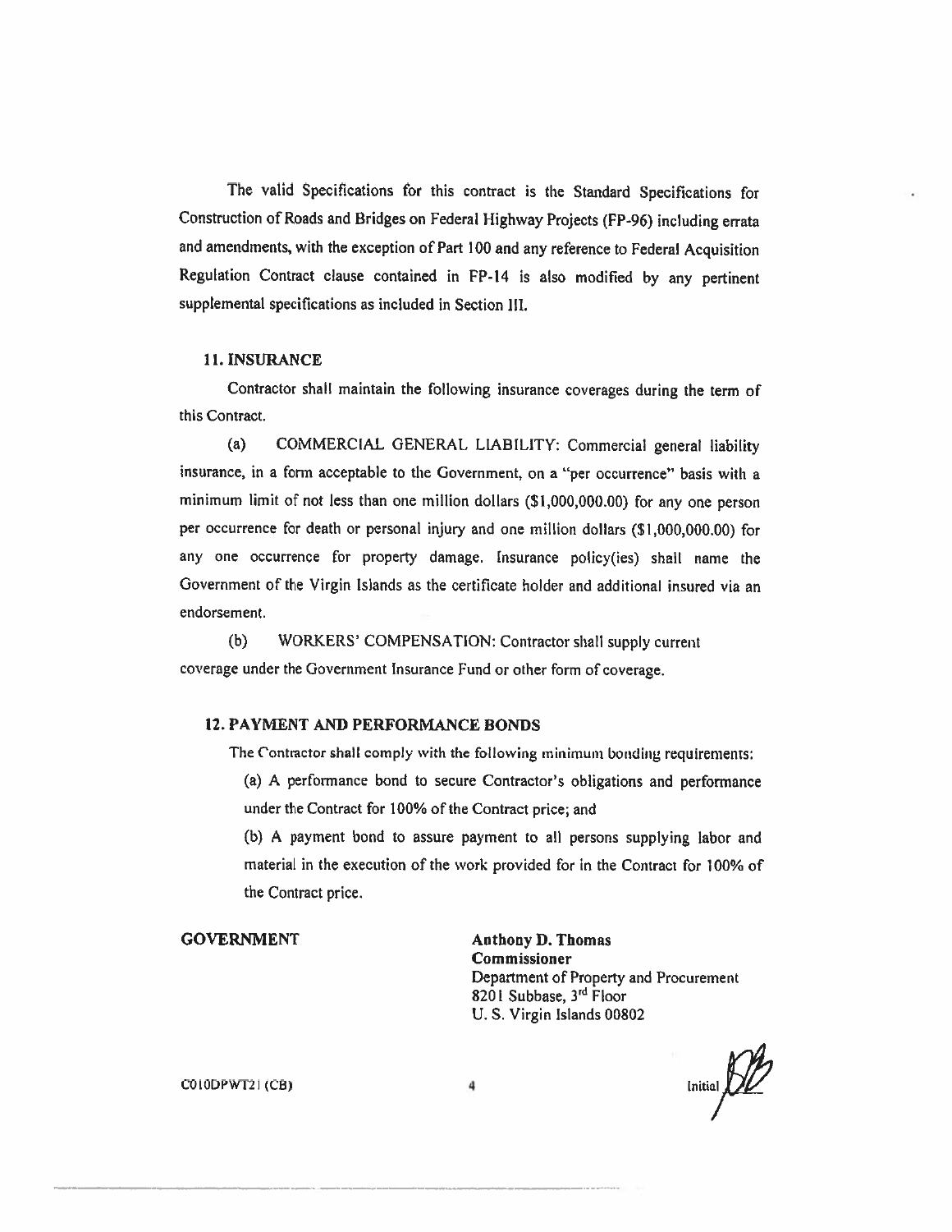The valid Specifications for this contract is the Standard Specifications for Construction of Roads and Bridges on Federal Highway Projects (FP-96) including errata and amendments, with the exception of Part 100 and any reference to Federal Acquisition Regulation Contract clause contained in FP-14 is also modified by any pertinent supplemental specifications as included in Section III.

## 11. INSURANCE

Contractor shall maintain the following insurance coverages during the term of this Contract.

(a) COMMERCIAL GENERAL LIABILITY: Commercial general liability insurance, in a form acceptable to the Government, on a "per occurrence" basis with a minimum limit of not less than one million dollars ($1,000,000.00) for any one person per occurrence for death or personal injury and one million dollars ($1,000,000.00) for any one occurrence for property damage. Insurance policy(ies) shall name the Government of the Virgin Islands as the certificate holder and additional insured via an endorsement.

(b) WORKERS' COMPENSATION: Contractor shall supply current coverage under the Government Insurance Fund or other form of coverage.

## 12. PAYMENT AND PERFORMANCE BONDS

The Contractor shall comply with the following minimum bonding requirements:

(a) A performance bond to secure Contractor's obligations and performance under the Contract for 100% of the Contract price; and

(b) A payment bond to assure payment to all persons supplying labor and material in the execution of the work provided for in the Contract for 100% of the Contract price.

**GOVERNMENT**

**Anthony D. Thomas**
**Commissioner**
Department of Property and Procurement
8201 Subbase, 3rd Floor
U. S. Virgin Islands 00802

C010DPWT21 (CB)

Initial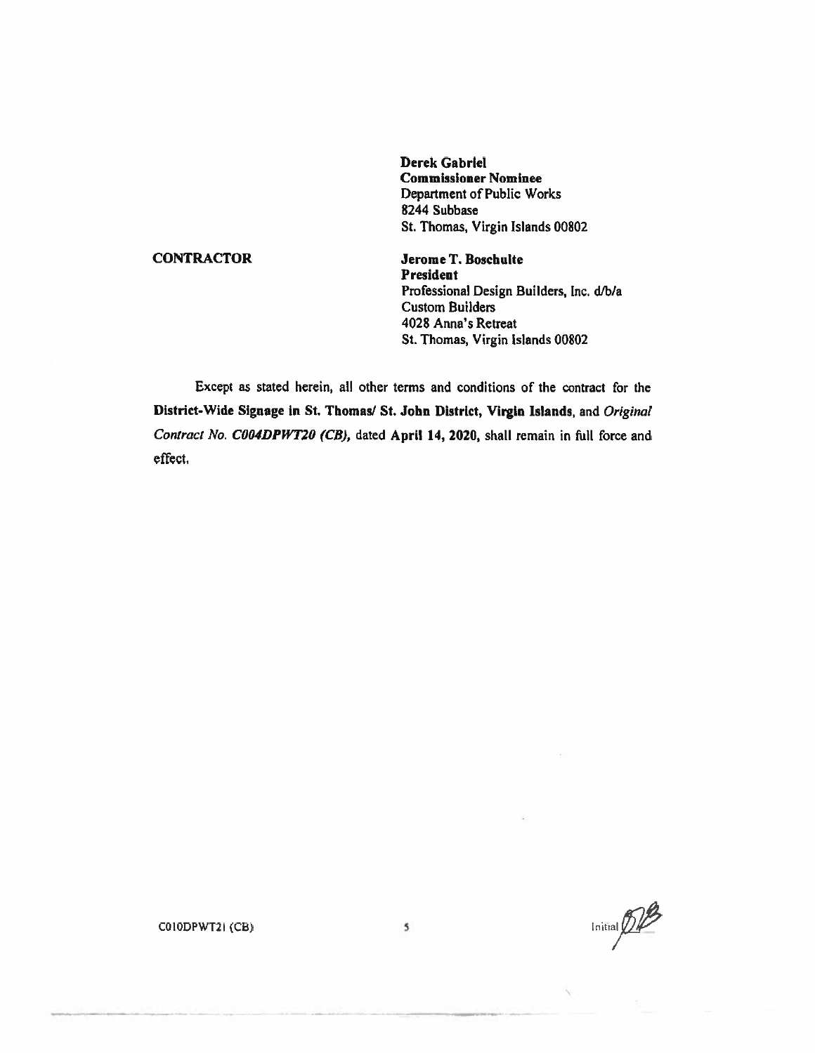**Derek Gabriel**
**Commissioner Nominee**
Department of Public Works
8244 Subbase
St. Thomas, Virgin Islands 00802

**CONTRACTOR**

**Jerome T. Boschulte**
**President**
Professional Design Builders, Inc. d/b/a
Custom Builders
4028 Anna's Retreat
St. Thomas, Virgin Islands 00802

Except as stated herein, all other terms and conditions of the contract for the **District-Wide Signage in St. Thomas/ St. John District, Virgin Islands**, and *Original Contract No. C004DPWT20 (CB)*, dated **April 14, 2020**, shall remain in full force and effect.

C010DPWT21 (CB)

Initial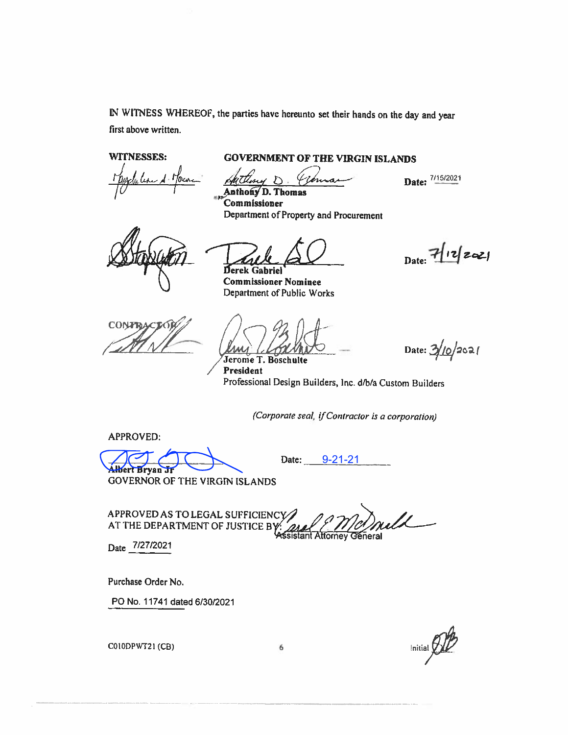IN WITNESS WHEREOF, the parties have hereunto set their hands on the day and year first above written.

**WITNESSES:** **GOVERNMENT OF THE VIRGIN ISLANDS**

**Anthony D. Thomas**
**Commissioner**
Department of Property and Procurement
**Date:** 7/15/2021

**Derek Gabriel**
**Commissioner Nominee**
Department of Public Works
**Date:** 7/12/2021

CONTRACTOR

**Jerome T. Boschulte**
**President**
Professional Design Builders, Inc. d/b/a Custom Builders
**Date:** 3/10/2021

*(Corporate seal, if Contractor is a corporation)*

APPROVED:

**Albert Bryan Jr**
GOVERNOR OF THE VIRGIN ISLANDS
Date: 9-21-21

APPROVED AS TO LEGAL SUFFICIENCY
AT THE DEPARTMENT OF JUSTICE BY:
Assistant Attorney General

Date 7/27/2021

Purchase Order No.

PO No. 11741 dated 6/30/2021

C010DPWT21 (CB)

Initial